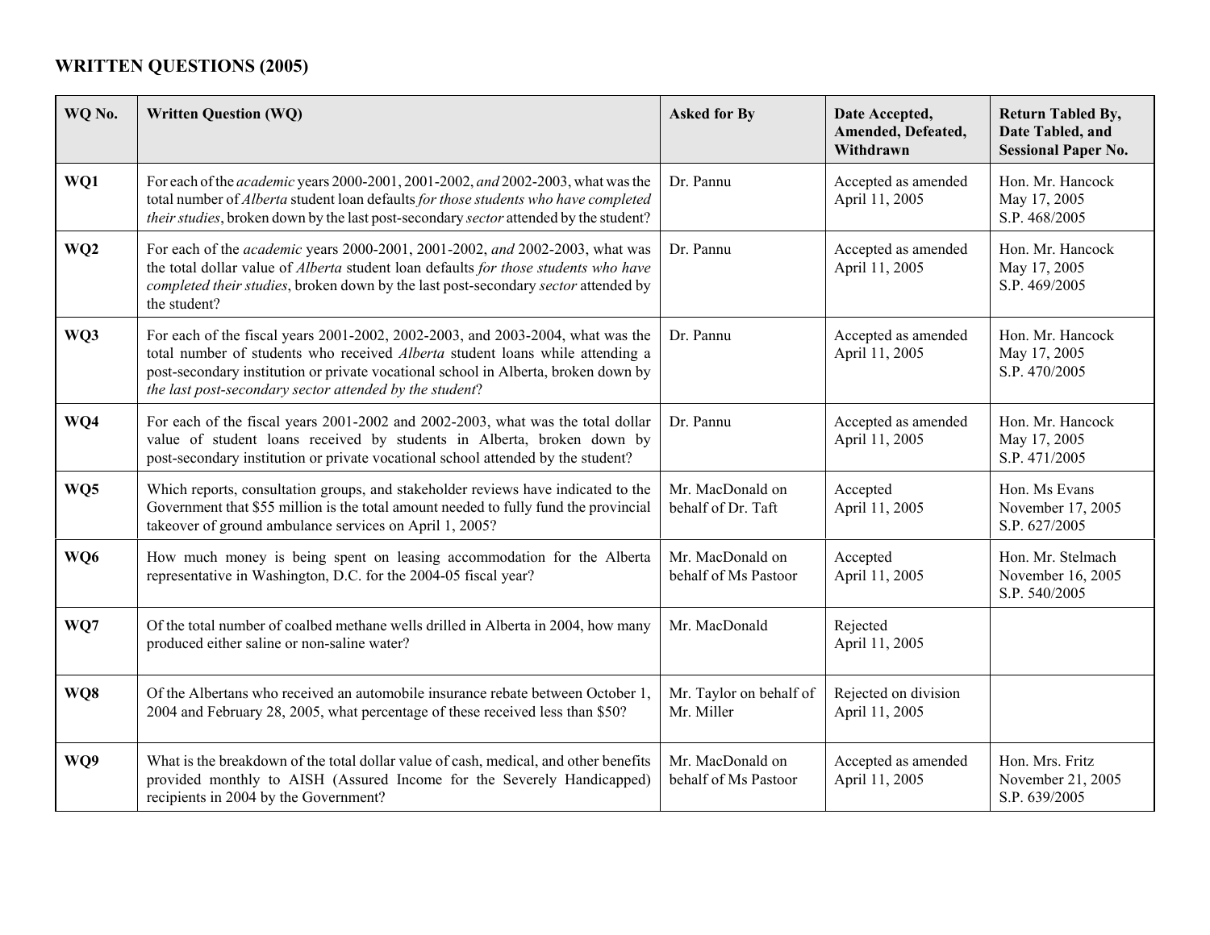## WRITTEN QUESTIONS (2005)

| WQ No. | Written Question (WQ) | Asked for By | Date Accepted, Amended, Defeated, Withdrawn | Return Tabled By, Date Tabled, and Sessional Paper No. |
|---|---|---|---|---|
| **WQ1** | For each of the *academic* years 2000-2001, 2001-2002, *and* 2002-2003, what was the total number of *Alberta* student loan defaults *for those students who have completed their studies*, broken down by the last post-secondary *sector* attended by the student? | Dr. Pannu | Accepted as amended April 11, 2005 | Hon. Mr. Hancock May 17, 2005 S.P. 468/2005 |
| **WQ2** | For each of the *academic* years 2000-2001, 2001-2002, *and* 2002-2003, what was the total dollar value of *Alberta* student loan defaults *for those students who have completed their studies*, broken down by the last post-secondary *sector* attended by the student? | Dr. Pannu | Accepted as amended April 11, 2005 | Hon. Mr. Hancock May 17, 2005 S.P. 469/2005 |
| **WQ3** | For each of the fiscal years 2001-2002, 2002-2003, and 2003-2004, what was the total number of students who received *Alberta* student loans while attending a post-secondary institution or private vocational school in Alberta, broken down by *the last post-secondary sector attended by the student*? | Dr. Pannu | Accepted as amended April 11, 2005 | Hon. Mr. Hancock May 17, 2005 S.P. 470/2005 |
| **WQ4** | For each of the fiscal years 2001-2002 and 2002-2003, what was the total dollar value of student loans received by students in Alberta, broken down by post-secondary institution or private vocational school attended by the student? | Dr. Pannu | Accepted as amended April 11, 2005 | Hon. Mr. Hancock May 17, 2005 S.P. 471/2005 |
| **WQ5** | Which reports, consultation groups, and stakeholder reviews have indicated to the Government that $55 million is the total amount needed to fully fund the provincial takeover of ground ambulance services on April 1, 2005? | Mr. MacDonald on behalf of Dr. Taft | Accepted April 11, 2005 | Hon. Ms Evans November 17, 2005 S.P. 627/2005 |
| **WQ6** | How much money is being spent on leasing accommodation for the Alberta representative in Washington, D.C. for the 2004-05 fiscal year? | Mr. MacDonald on behalf of Ms Pastoor | Accepted April 11, 2005 | Hon. Mr. Stelmach November 16, 2005 S.P. 540/2005 |
| **WQ7** | Of the total number of coalbed methane wells drilled in Alberta in 2004, how many produced either saline or non-saline water? | Mr. MacDonald | Rejected April 11, 2005 | |
| **WQ8** | Of the Albertans who received an automobile insurance rebate between October 1, 2004 and February 28, 2005, what percentage of these received less than $50? | Mr. Taylor on behalf of Mr. Miller | Rejected on division April 11, 2005 | |
| **WQ9** | What is the breakdown of the total dollar value of cash, medical, and other benefits provided monthly to AISH (Assured Income for the Severely Handicapped) recipients in 2004 by the Government? | Mr. MacDonald on behalf of Ms Pastoor | Accepted as amended April 11, 2005 | Hon. Mrs. Fritz November 21, 2005 S.P. 639/2005 |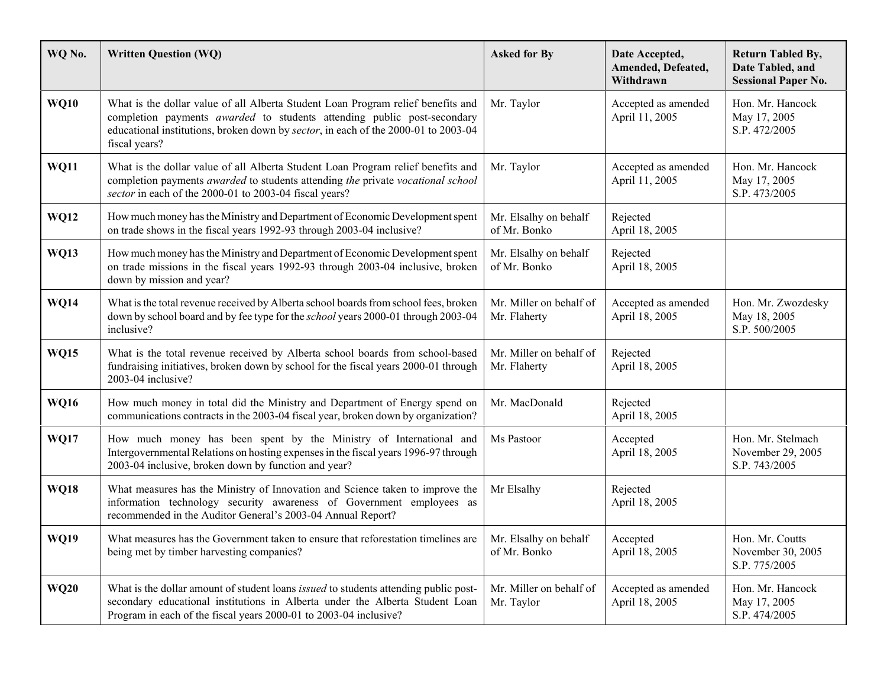| WQ No. | Written Question (WQ) | Asked for By | Date Accepted, Amended, Defeated, Withdrawn | Return Tabled By, Date Tabled, and Sessional Paper No. |
|---|---|---|---|---|
| **WQ10** | What is the dollar value of all Alberta Student Loan Program relief benefits and completion payments *awarded* to students attending public post-secondary educational institutions, broken down by *sector*, in each of the 2000-01 to 2003-04 fiscal years? | Mr. Taylor | Accepted as amended April 11, 2005 | Hon. Mr. Hancock May 17, 2005 S.P. 472/2005 |
| **WQ11** | What is the dollar value of all Alberta Student Loan Program relief benefits and completion payments *awarded* to students attending *the* private *vocational school sector* in each of the 2000-01 to 2003-04 fiscal years? | Mr. Taylor | Accepted as amended April 11, 2005 | Hon. Mr. Hancock May 17, 2005 S.P. 473/2005 |
| **WQ12** | How much money has the Ministry and Department of Economic Development spent on trade shows in the fiscal years 1992-93 through 2003-04 inclusive? | Mr. Elsalhy on behalf of Mr. Bonko | Rejected April 18, 2005 | |
| **WQ13** | How much money has the Ministry and Department of Economic Development spent on trade missions in the fiscal years 1992-93 through 2003-04 inclusive, broken down by mission and year? | Mr. Elsalhy on behalf of Mr. Bonko | Rejected April 18, 2005 | |
| **WQ14** | What is the total revenue received by Alberta school boards from school fees, broken down by school board and by fee type for the *school* years 2000-01 through 2003-04 inclusive? | Mr. Miller on behalf of Mr. Flaherty | Accepted as amended April 18, 2005 | Hon. Mr. Zwozdesky May 18, 2005 S.P. 500/2005 |
| **WQ15** | What is the total revenue received by Alberta school boards from school-based fundraising initiatives, broken down by school for the fiscal years 2000-01 through 2003-04 inclusive? | Mr. Miller on behalf of Mr. Flaherty | Rejected April 18, 2005 | |
| **WQ16** | How much money in total did the Ministry and Department of Energy spend on communications contracts in the 2003-04 fiscal year, broken down by organization? | Mr. MacDonald | Rejected April 18, 2005 | |
| **WQ17** | How much money has been spent by the Ministry of International and Intergovernmental Relations on hosting expenses in the fiscal years 1996-97 through 2003-04 inclusive, broken down by function and year? | Ms Pastoor | Accepted April 18, 2005 | Hon. Mr. Stelmach November 29, 2005 S.P. 743/2005 |
| **WQ18** | What measures has the Ministry of Innovation and Science taken to improve the information technology security awareness of Government employees as recommended in the Auditor General's 2003-04 Annual Report? | Mr Elsalhy | Rejected April 18, 2005 | |
| **WQ19** | What measures has the Government taken to ensure that reforestation timelines are being met by timber harvesting companies? | Mr. Elsalhy on behalf of Mr. Bonko | Accepted April 18, 2005 | Hon. Mr. Coutts November 30, 2005 S.P. 775/2005 |
| **WQ20** | What is the dollar amount of student loans *issued* to students attending public post-secondary educational institutions in Alberta under the Alberta Student Loan Program in each of the fiscal years 2000-01 to 2003-04 inclusive? | Mr. Miller on behalf of Mr. Taylor | Accepted as amended April 18, 2005 | Hon. Mr. Hancock May 17, 2005 S.P. 474/2005 |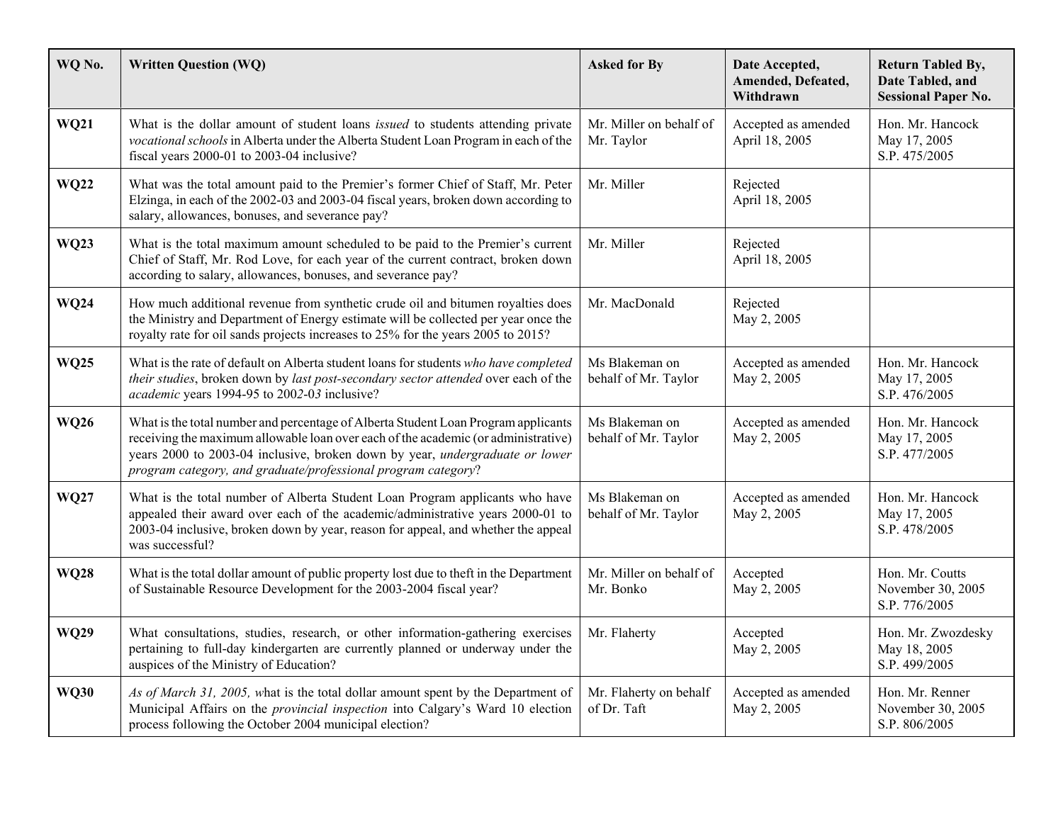| WQ No. | Written Question (WQ) | Asked for By | Date Accepted, Amended, Defeated, Withdrawn | Return Tabled By, Date Tabled, and Sessional Paper No. |
|---|---|---|---|---|
| **WQ21** | What is the dollar amount of student loans *issued* to students attending private *vocational schools* in Alberta under the Alberta Student Loan Program in each of the fiscal years 2000-01 to 2003-04 inclusive? | Mr. Miller on behalf of Mr. Taylor | Accepted as amended April 18, 2005 | Hon. Mr. Hancock May 17, 2005 S.P. 475/2005 |
| **WQ22** | What was the total amount paid to the Premier's former Chief of Staff, Mr. Peter Elzinga, in each of the 2002-03 and 2003-04 fiscal years, broken down according to salary, allowances, bonuses, and severance pay? | Mr. Miller | Rejected April 18, 2005 | |
| **WQ23** | What is the total maximum amount scheduled to be paid to the Premier's current Chief of Staff, Mr. Rod Love, for each year of the current contract, broken down according to salary, allowances, bonuses, and severance pay? | Mr. Miller | Rejected April 18, 2005 | |
| **WQ24** | How much additional revenue from synthetic crude oil and bitumen royalties does the Ministry and Department of Energy estimate will be collected per year once the royalty rate for oil sands projects increases to 25% for the years 2005 to 2015? | Mr. MacDonald | Rejected May 2, 2005 | |
| **WQ25** | What is the rate of default on Alberta student loans for students *who have completed their studies*, broken down by *last post-secondary sector attended* over each of the *academic* years 1994-95 to 200*2*-0*3* inclusive? | Ms Blakeman on behalf of Mr. Taylor | Accepted as amended May 2, 2005 | Hon. Mr. Hancock May 17, 2005 S.P. 476/2005 |
| **WQ26** | What is the total number and percentage of Alberta Student Loan Program applicants receiving the maximum allowable loan over each of the academic (or administrative) years 2000 to 2003-04 inclusive, broken down by year, *undergraduate or lower program category, and graduate/professional program category*? | Ms Blakeman on behalf of Mr. Taylor | Accepted as amended May 2, 2005 | Hon. Mr. Hancock May 17, 2005 S.P. 477/2005 |
| **WQ27** | What is the total number of Alberta Student Loan Program applicants who have appealed their award over each of the academic/administrative years 2000-01 to 2003-04 inclusive, broken down by year, reason for appeal, and whether the appeal was successful? | Ms Blakeman on behalf of Mr. Taylor | Accepted as amended May 2, 2005 | Hon. Mr. Hancock May 17, 2005 S.P. 478/2005 |
| **WQ28** | What is the total dollar amount of public property lost due to theft in the Department of Sustainable Resource Development for the 2003-2004 fiscal year? | Mr. Miller on behalf of Mr. Bonko | Accepted May 2, 2005 | Hon. Mr. Coutts November 30, 2005 S.P. 776/2005 |
| **WQ29** | What consultations, studies, research, or other information-gathering exercises pertaining to full-day kindergarten are currently planned or underway under the auspices of the Ministry of Education? | Mr. Flaherty | Accepted May 2, 2005 | Hon. Mr. Zwozdesky May 18, 2005 S.P. 499/2005 |
| **WQ30** | *As of March 31, 2005, w*hat is the total dollar amount spent by the Department of Municipal Affairs on the *provincial inspection* into Calgary's Ward 10 election process following the October 2004 municipal election? | Mr. Flaherty on behalf of Dr. Taft | Accepted as amended May 2, 2005 | Hon. Mr. Renner November 30, 2005 S.P. 806/2005 |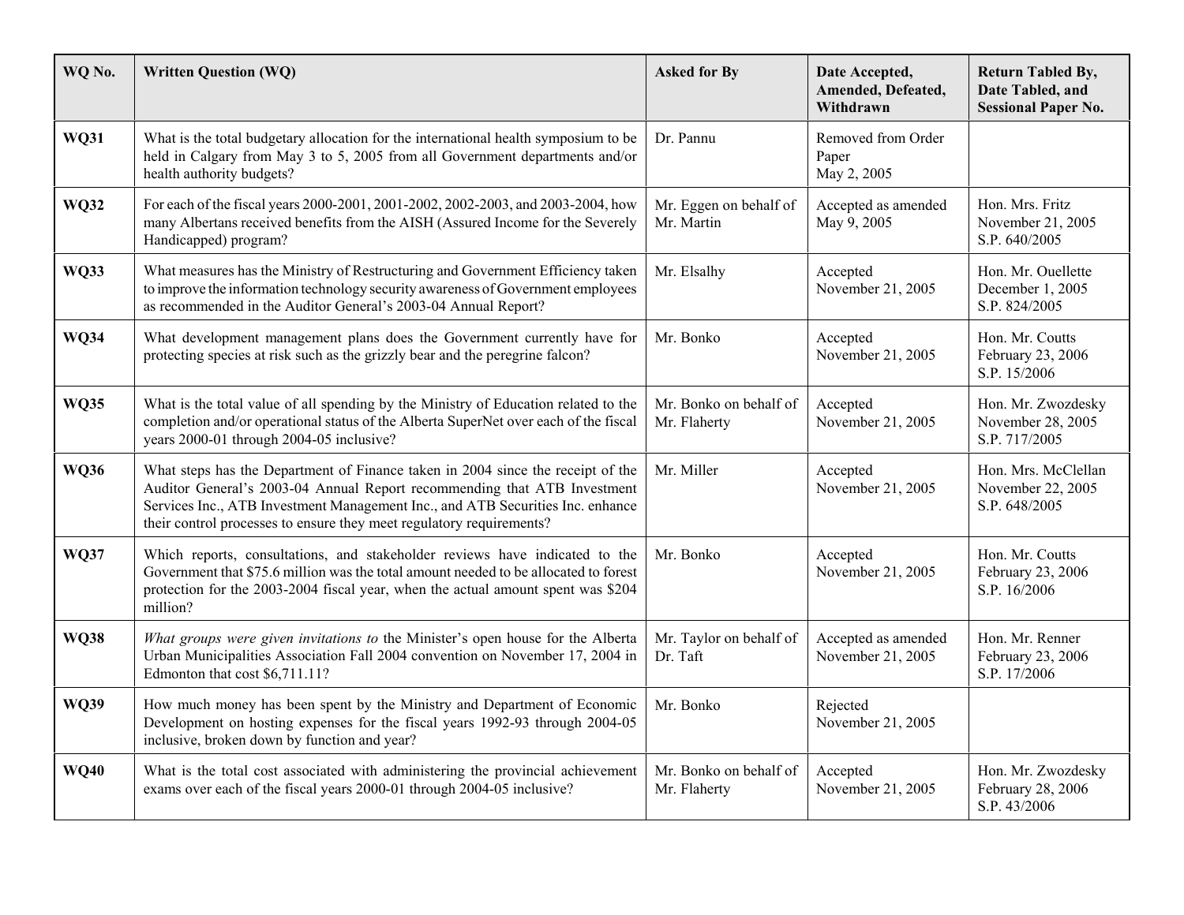| WQ No. | Written Question (WQ) | Asked for By | Date Accepted, Amended, Defeated, Withdrawn | Return Tabled By, Date Tabled, and Sessional Paper No. |
|---|---|---|---|---|
| **WQ31** | What is the total budgetary allocation for the international health symposium to be held in Calgary from May 3 to 5, 2005 from all Government departments and/or health authority budgets? | Dr. Pannu | Removed from Order Paper May 2, 2005 | |
| **WQ32** | For each of the fiscal years 2000-2001, 2001-2002, 2002-2003, and 2003-2004, how many Albertans received benefits from the AISH (Assured Income for the Severely Handicapped) program? | Mr. Eggen on behalf of Mr. Martin | Accepted as amended May 9, 2005 | Hon. Mrs. Fritz November 21, 2005 S.P. 640/2005 |
| **WQ33** | What measures has the Ministry of Restructuring and Government Efficiency taken to improve the information technology security awareness of Government employees as recommended in the Auditor General's 2003-04 Annual Report? | Mr. Elsalhy | Accepted November 21, 2005 | Hon. Mr. Ouellette December 1, 2005 S.P. 824/2005 |
| **WQ34** | What development management plans does the Government currently have for protecting species at risk such as the grizzly bear and the peregrine falcon? | Mr. Bonko | Accepted November 21, 2005 | Hon. Mr. Coutts February 23, 2006 S.P. 15/2006 |
| **WQ35** | What is the total value of all spending by the Ministry of Education related to the completion and/or operational status of the Alberta SuperNet over each of the fiscal years 2000-01 through 2004-05 inclusive? | Mr. Bonko on behalf of Mr. Flaherty | Accepted November 21, 2005 | Hon. Mr. Zwozdesky November 28, 2005 S.P. 717/2005 |
| **WQ36** | What steps has the Department of Finance taken in 2004 since the receipt of the Auditor General's 2003-04 Annual Report recommending that ATB Investment Services Inc., ATB Investment Management Inc., and ATB Securities Inc. enhance their control processes to ensure they meet regulatory requirements? | Mr. Miller | Accepted November 21, 2005 | Hon. Mrs. McClellan November 22, 2005 S.P. 648/2005 |
| **WQ37** | Which reports, consultations, and stakeholder reviews have indicated to the Government that $75.6 million was the total amount needed to be allocated to forest protection for the 2003-2004 fiscal year, when the actual amount spent was $204 million? | Mr. Bonko | Accepted November 21, 2005 | Hon. Mr. Coutts February 23, 2006 S.P. 16/2006 |
| **WQ38** | *What groups were given invitations to* the Minister's open house for the Alberta Urban Municipalities Association Fall 2004 convention on November 17, 2004 in Edmonton that cost $6,711.11? | Mr. Taylor on behalf of Dr. Taft | Accepted as amended November 21, 2005 | Hon. Mr. Renner February 23, 2006 S.P. 17/2006 |
| **WQ39** | How much money has been spent by the Ministry and Department of Economic Development on hosting expenses for the fiscal years 1992-93 through 2004-05 inclusive, broken down by function and year? | Mr. Bonko | Rejected November 21, 2005 | |
| **WQ40** | What is the total cost associated with administering the provincial achievement exams over each of the fiscal years 2000-01 through 2004-05 inclusive? | Mr. Bonko on behalf of Mr. Flaherty | Accepted November 21, 2005 | Hon. Mr. Zwozdesky February 28, 2006 S.P. 43/2006 |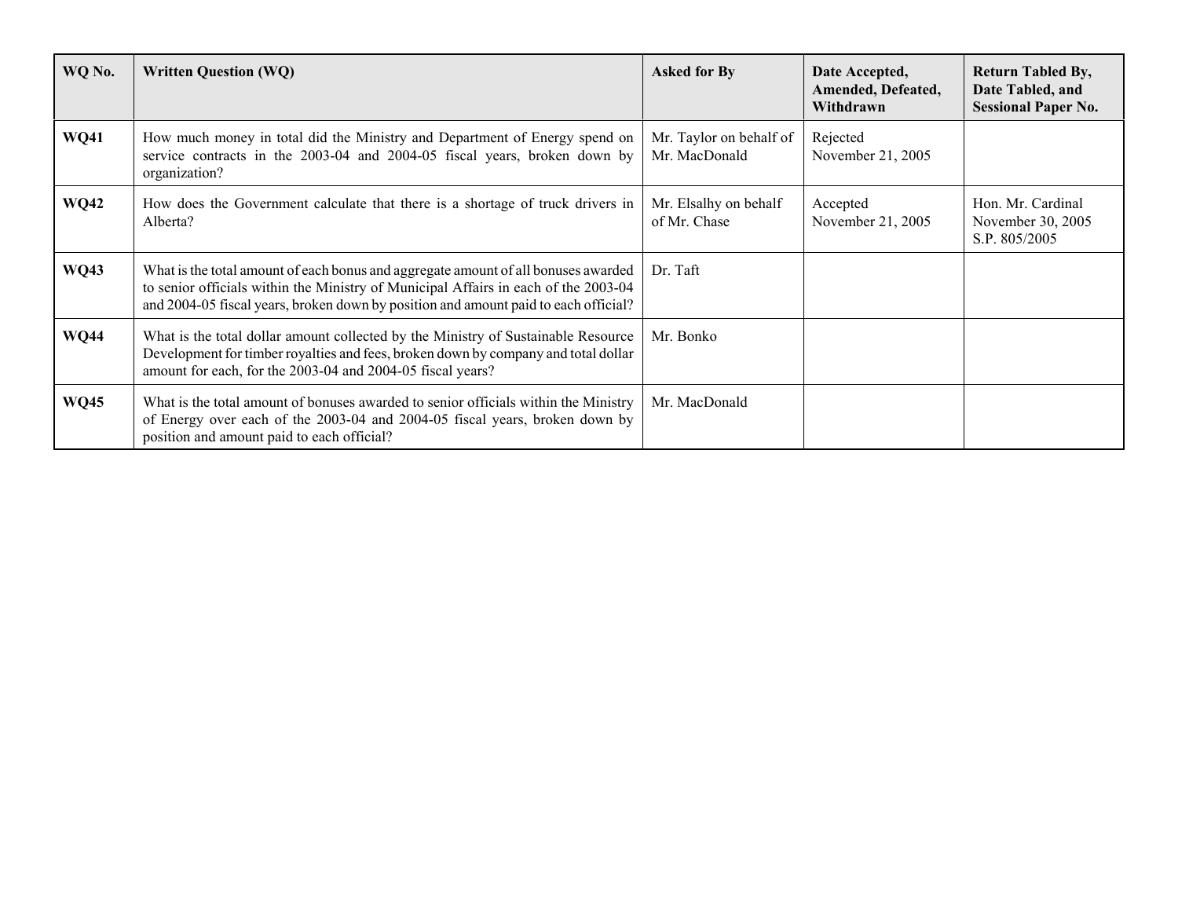| WQ No. | Written Question (WQ) | Asked for By | Date Accepted, Amended, Defeated, Withdrawn | Return Tabled By, Date Tabled, and Sessional Paper No. |
|---|---|---|---|---|
| **WQ41** | How much money in total did the Ministry and Department of Energy spend on service contracts in the 2003-04 and 2004-05 fiscal years, broken down by organization? | Mr. Taylor on behalf of Mr. MacDonald | Rejected November 21, 2005 | |
| **WQ42** | How does the Government calculate that there is a shortage of truck drivers in Alberta? | Mr. Elsalhy on behalf of Mr. Chase | Accepted November 21, 2005 | Hon. Mr. Cardinal November 30, 2005 S.P. 805/2005 |
| **WQ43** | What is the total amount of each bonus and aggregate amount of all bonuses awarded to senior officials within the Ministry of Municipal Affairs in each of the 2003-04 and 2004-05 fiscal years, broken down by position and amount paid to each official? | Dr. Taft | | |
| **WQ44** | What is the total dollar amount collected by the Ministry of Sustainable Resource Development for timber royalties and fees, broken down by company and total dollar amount for each, for the 2003-04 and 2004-05 fiscal years? | Mr. Bonko | | |
| **WQ45** | What is the total amount of bonuses awarded to senior officials within the Ministry of Energy over each of the 2003-04 and 2004-05 fiscal years, broken down by position and amount paid to each official? | Mr. MacDonald | | |